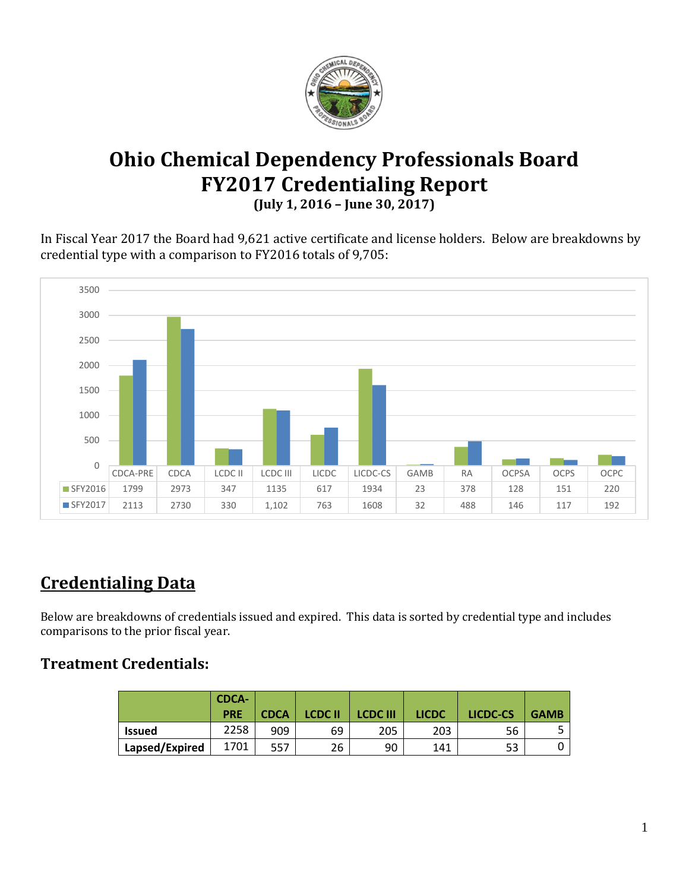# Ohio Chemical Dependency Professionals Board
# FY2017 Credentialing Report
**(July 1, 2016 – June 30, 2017)**

In Fiscal Year 2017 the Board had 9,621 active certificate and license holders. Below are breakdowns by credential type with a comparison to FY2016 totals of 9,705:

| | CDCA-PRE | CDCA | LCDC II | LCDC III | LICDC | LICDC-CS | GAMB | RA | OCPSA | OCPS | OCPC |
|---|---|---|---|---|---|---|---|---|---|---|---|
| SFY2016 | 1799 | 2973 | 347 | 1135 | 617 | 1934 | 23 | 378 | 128 | 151 | 220 |
| SFY2017 | 2113 | 2730 | 330 | 1,102 | 763 | 1608 | 32 | 488 | 146 | 117 | 192 |

## Credentialing Data

Below are breakdowns of credentials issued and expired. This data is sorted by credential type and includes comparisons to the prior fiscal year.

### Treatment Credentials:

| | CDCA-PRE | CDCA | LCDC II | LCDC III | LICDC | LICDC-CS | GAMB |
|---|---|---|---|---|---|---|---|
| **Issued** | 2258 | 909 | 69 | 205 | 203 | 56 | 5 |
| **Lapsed/Expired** | 1701 | 557 | 26 | 90 | 141 | 53 | 0 |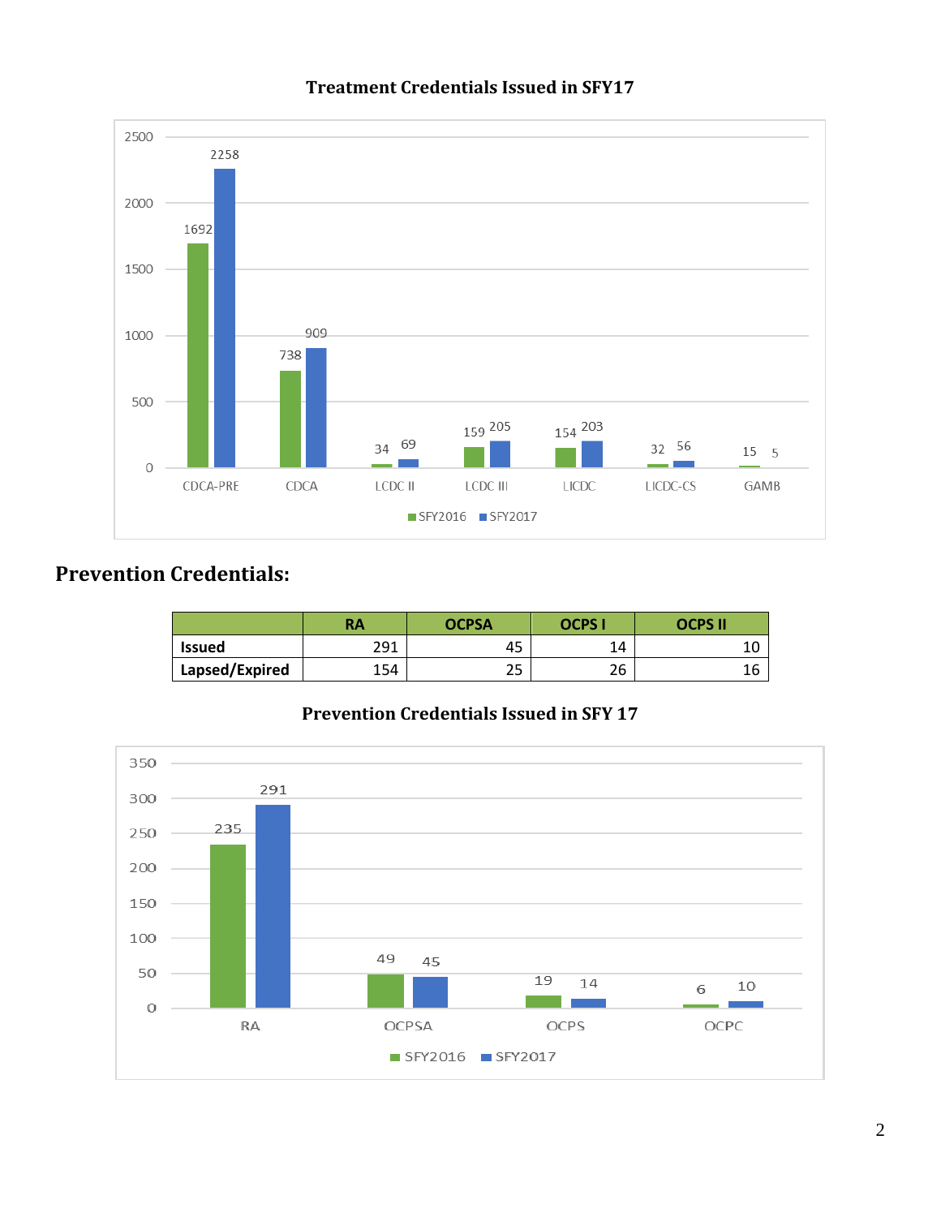**Treatment Credentials Issued in SFY17**

| | SFY2016 | SFY2017 |
|---|---|---|
| CDCA-PRE | 1692 | 2258 |
| CDCA | 738 | 909 |
| LCDC II | 34 | 69 |
| LCDC III | 159 | 205 |
| LICDC | 154 | 203 |
| LICDC-CS | 32 | 56 |
| GAMB | 15 | 5 |

## Prevention Credentials:

| | RA | OCPSA | OCPS I | OCPS II |
|---|---|---|---|---|
| **Issued** | 291 | 45 | 14 | 10 |
| **Lapsed/Expired** | 154 | 25 | 26 | 16 |

**Prevention Credentials Issued in SFY 17**

| | SFY2016 | SFY2017 |
|---|---|---|
| RA | 235 | 291 |
| OCPSA | 49 | 45 |
| OCPS | 19 | 14 |
| OCPC | 6 | 10 |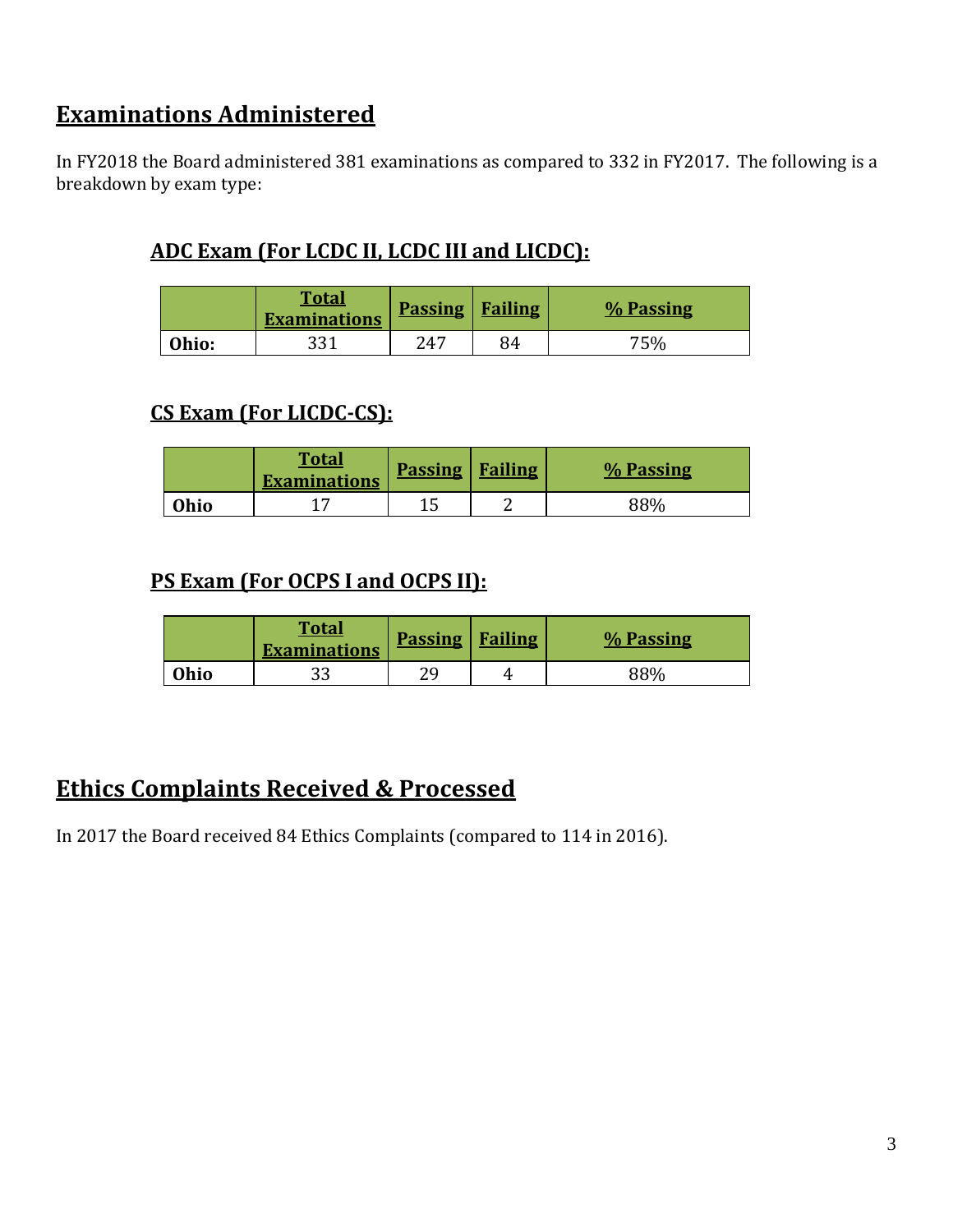## Examinations Administered

In FY2018 the Board administered 381 examinations as compared to 332 in FY2017. The following is a breakdown by exam type:

### ADC Exam (For LCDC II, LCDC III and LICDC):

| | Total Examinations | Passing | Failing | % Passing |
|---|---|---|---|---|
| **Ohio:** | 331 | 247 | 84 | 75% |

### CS Exam (For LICDC-CS):

| | Total Examinations | Passing | Failing | % Passing |
|---|---|---|---|---|
| **Ohio** | 17 | 15 | 2 | 88% |

### PS Exam (For OCPS I and OCPS II):

| | Total Examinations | Passing | Failing | % Passing |
|---|---|---|---|---|
| **Ohio** | 33 | 29 | 4 | 88% |

## Ethics Complaints Received & Processed

In 2017 the Board received 84 Ethics Complaints (compared to 114 in 2016).